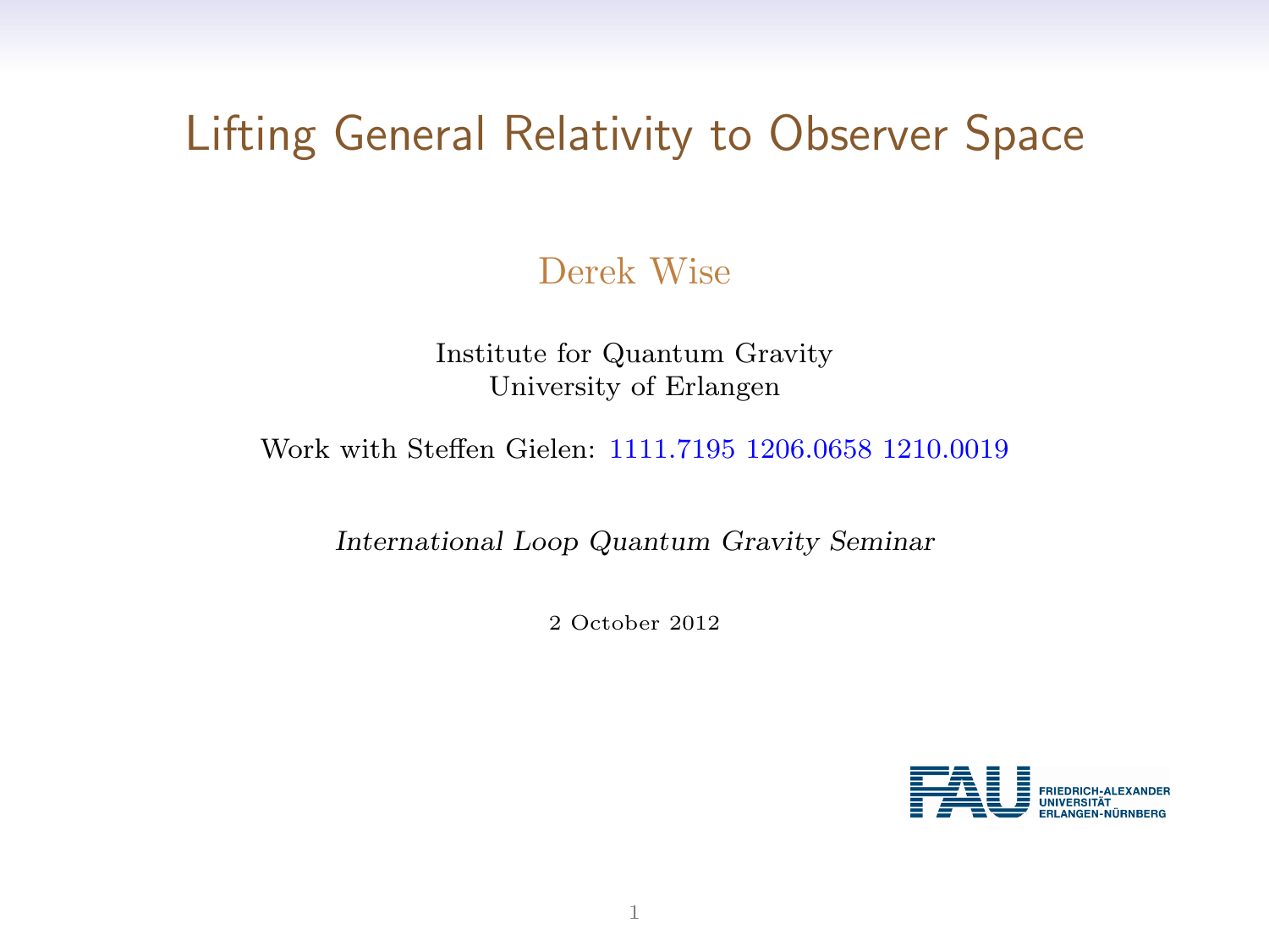# Lifting General Relativity to Observer Space

Derek Wise

Institute for Quantum Gravity
University of Erlangen

Work with Steffen Gielen: 1111.7195 1206.0658 1210.0019

*International Loop Quantum Gravity Seminar*

2 October 2012

FRIEDRICH-ALEXANDER UNIVERSITÄT ERLANGEN-NÜRNBERG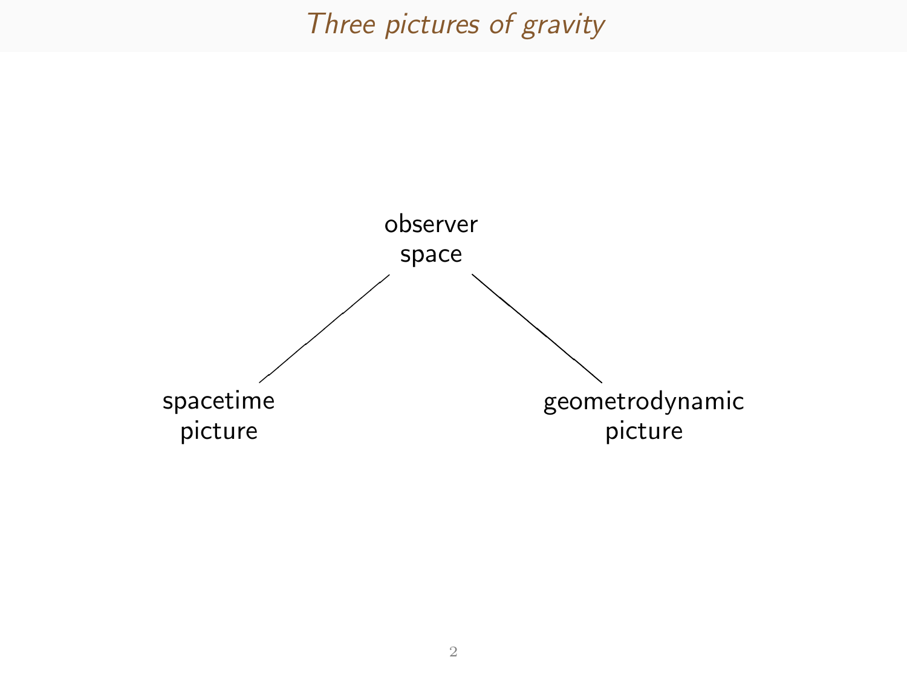# *Three pictures of gravity*

observer
space

spacetime
picture

geometrodynamic
picture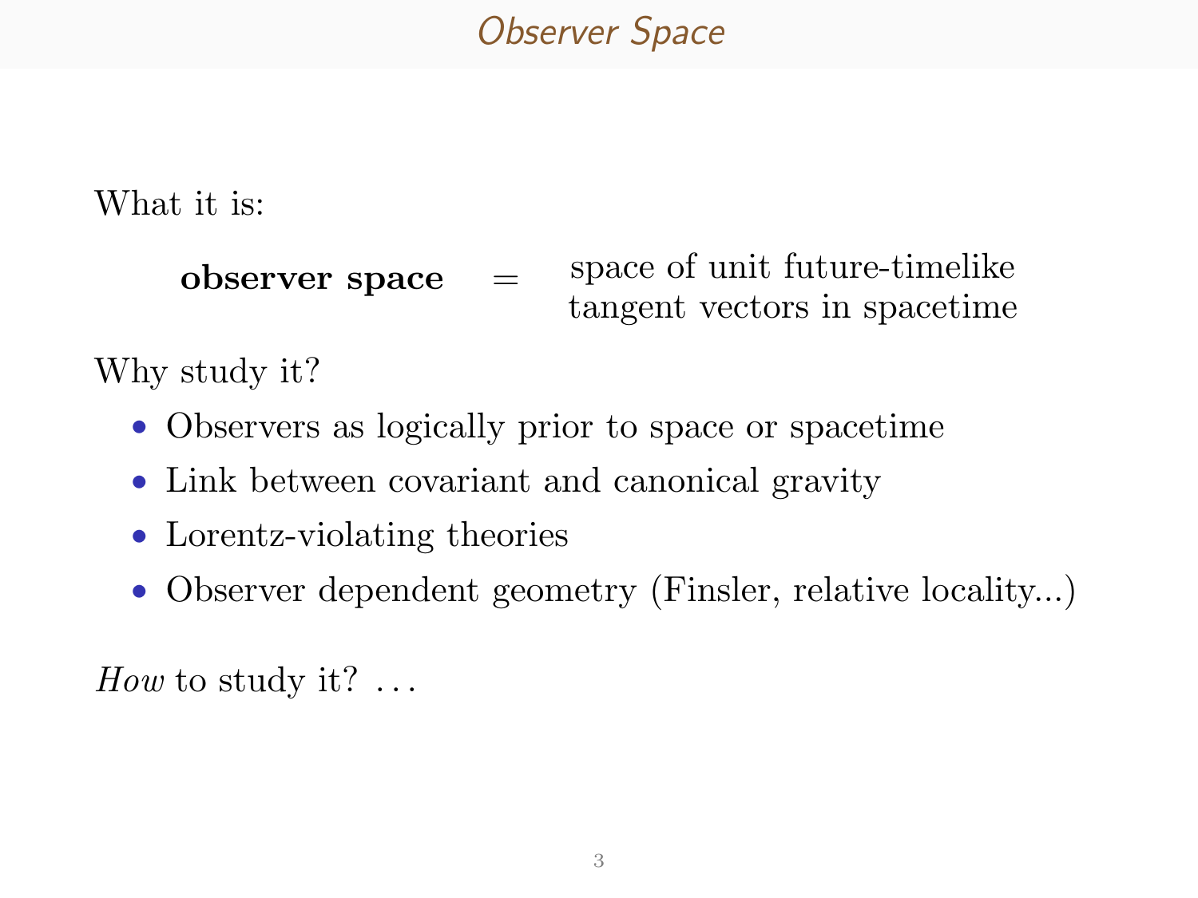# Observer Space

What it is:

**observer space** = space of unit future-timelike tangent vectors in spacetime

Why study it?

- Observers as logically prior to space or spacetime
- Link between covariant and canonical gravity
- Lorentz-violating theories
- Observer dependent geometry (Finsler, relative locality...)

*How* to study it? ...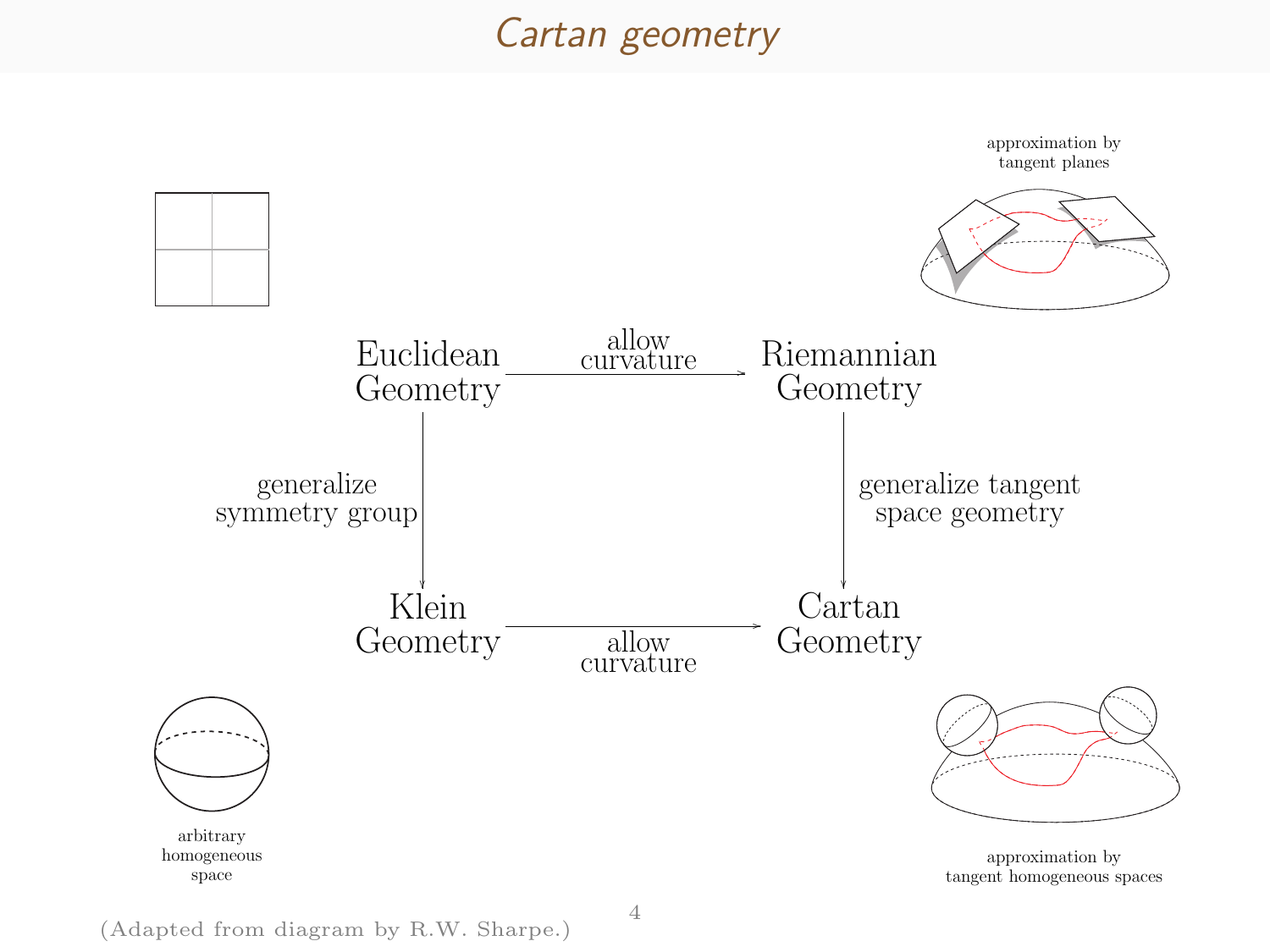# Cartan geometry

approximation by tangent planes

Euclidean Geometry —allow curvature→ Riemannian Geometry

Euclidean Geometry —generalize symmetry group→ Klein Geometry

Riemannian Geometry —generalize tangent space geometry→ Cartan Geometry

Klein Geometry —allow curvature→ Cartan Geometry

arbitrary homogeneous space

approximation by tangent homogeneous spaces

(Adapted from diagram by R.W. Sharpe.)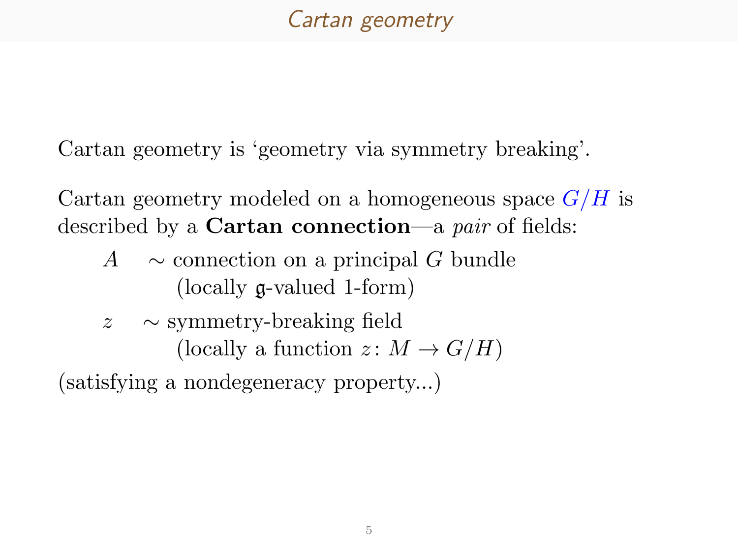# Cartan geometry

Cartan geometry is 'geometry via symmetry breaking'.

Cartan geometry modeled on a homogeneous space $G/H$ is described by a **Cartan connection**—a *pair* of fields:

- $A$ $\sim$ connection on a principal $G$ bundle
  (locally $\mathfrak{g}$-valued 1-form)
- $z$ $\sim$ symmetry-breaking field
  (locally a function $z \colon M \to G/H$)

(satisfying a nondegeneracy property...)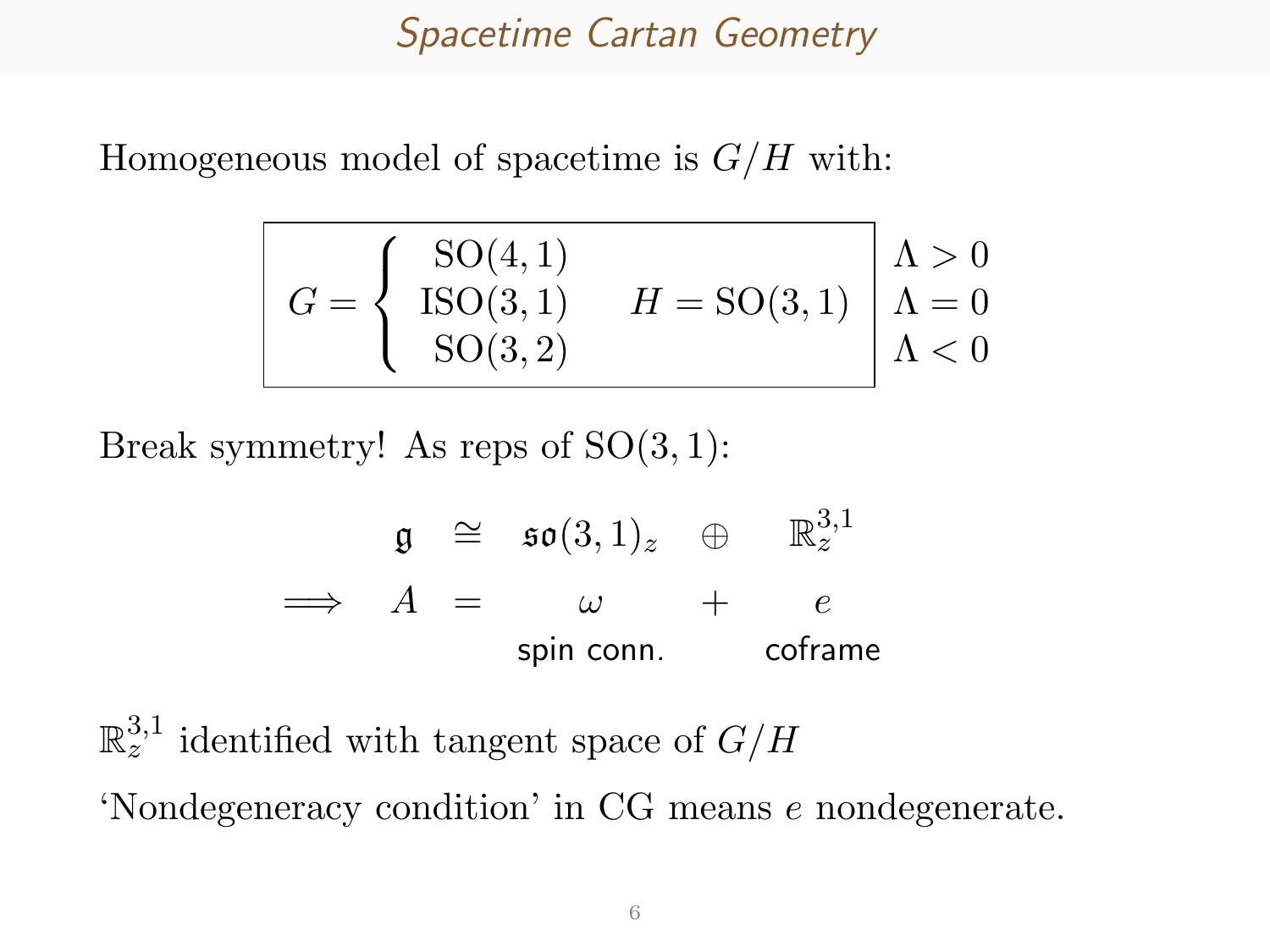# Spacetime Cartan Geometry

Homogeneous model of spacetime is $G/H$ with:

$$
\boxed{G = \begin{cases} \mathrm{SO}(4,1) \\ \mathrm{ISO}(3,1) \\ \mathrm{SO}(3,2) \end{cases} \quad H = \mathrm{SO}(3,1)} \quad \begin{array}{l} \Lambda > 0 \\ \Lambda = 0 \\ \Lambda < 0 \end{array}
$$

Break symmetry! As reps of $\mathrm{SO}(3,1)$:

$$
\begin{array}{ccccccc}
 & \mathfrak{g} & \cong & \mathfrak{so}(3,1)_z & \oplus & \mathbb{R}^{3,1}_z \\
\Longrightarrow & A & = & \omega & + & e \\
 & & & \text{spin conn.} & & \text{coframe}
\end{array}
$$

$\mathbb{R}^{3,1}_z$ identified with tangent space of $G/H$

'Nondegeneracy condition' in CG means $e$ nondegenerate.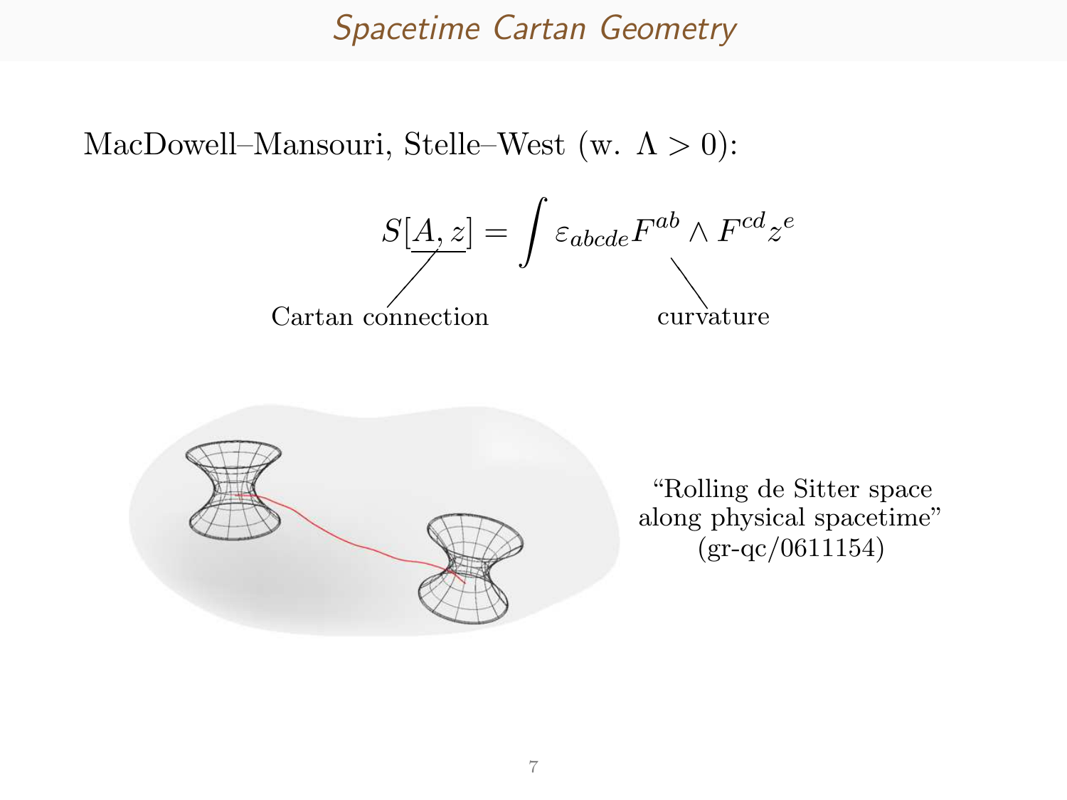# Spacetime Cartan Geometry

MacDowell–Mansouri, Stelle–West (w. $\Lambda > 0$):

$$S[\underline{A, z}] = \int \varepsilon_{abcde} F^{ab} \wedge F^{cd} z^e$$

Cartan connection

curvature

"Rolling de Sitter space along physical spacetime" (gr-qc/0611154)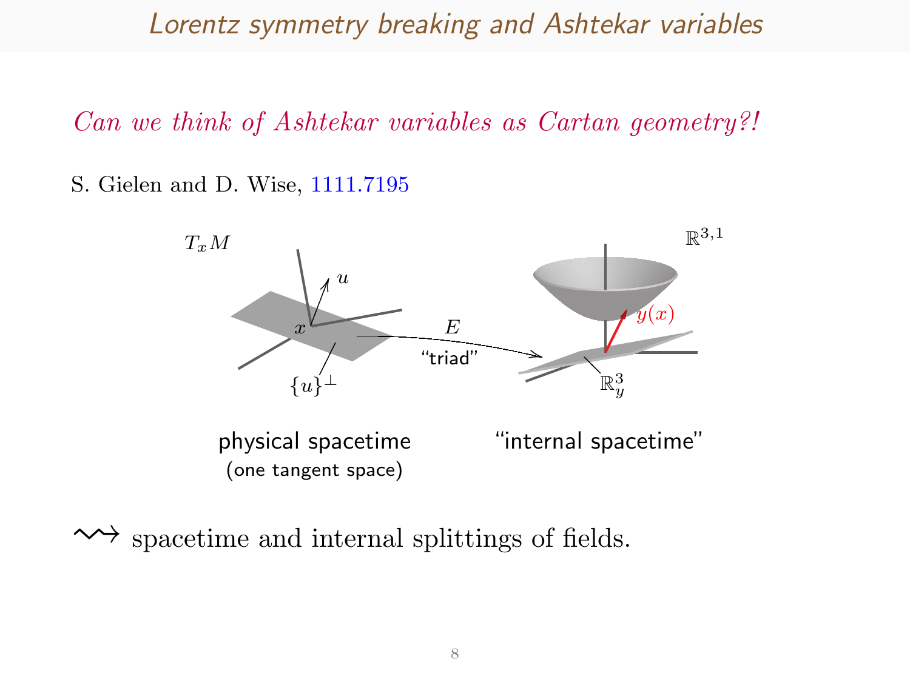# Lorentz symmetry breaking and Ashtekar variables

*Can we think of Ashtekar variables as Cartan geometry?!*

S. Gielen and D. Wise, 1111.7195

$T_xM$

$u$

$x$

$\{u\}^\perp$

$E$

"triad"

$\mathbb{R}^{3,1}$

$y(x)$

$\mathbb{R}^3_y$

physical spacetime
(one tangent space)

"internal spacetime"

$\rightsquigarrow$ spacetime and internal splittings of fields.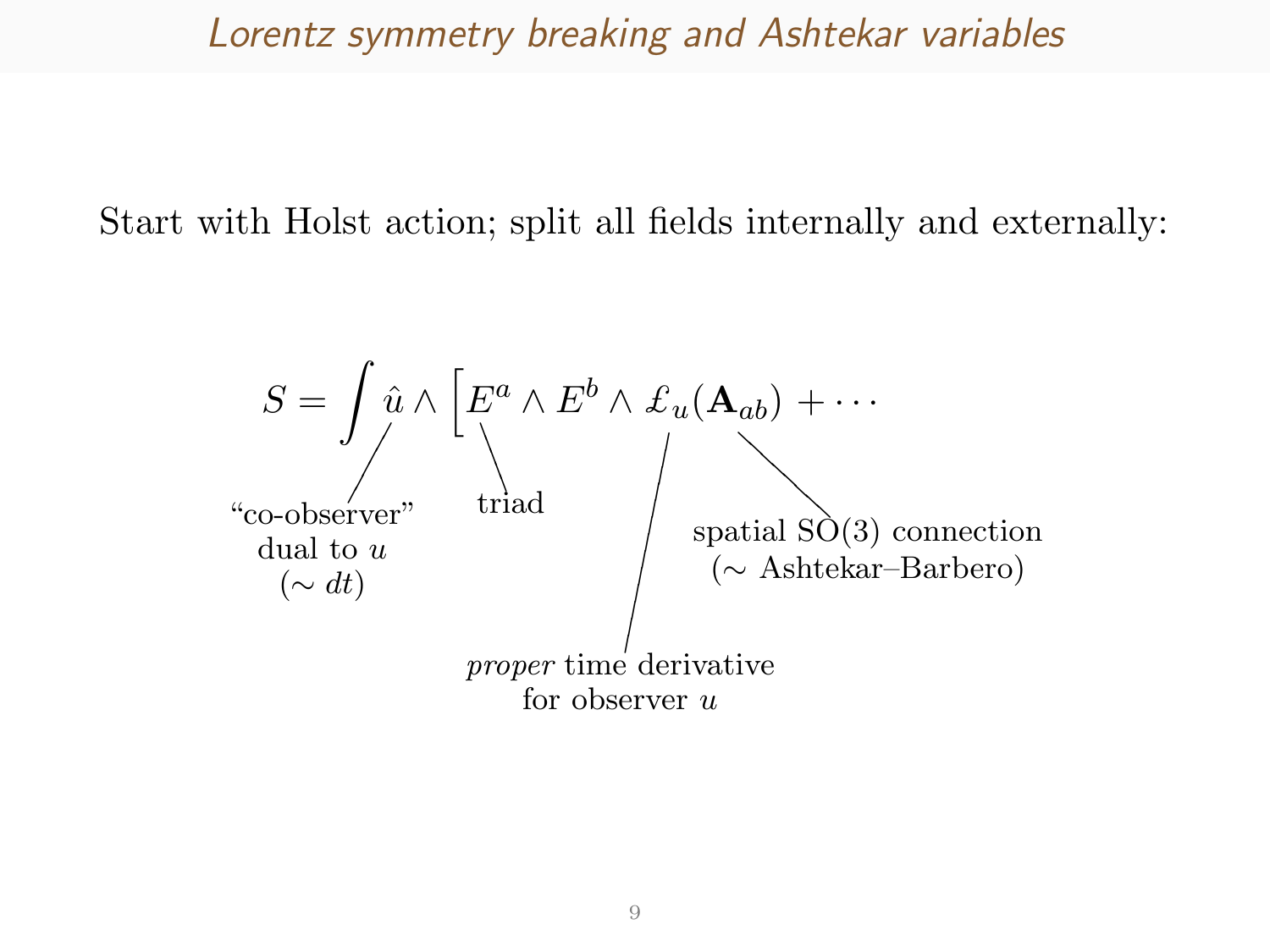# Lorentz symmetry breaking and Ashtekar variables

Start with Holst action; split all fields internally and externally:

$$S = \int \hat{u} \wedge \Big[ E^a \wedge E^b \wedge \pounds_u(\mathbf{A}_{ab}) + \cdots$$

- $\hat{u}$: "co-observer" dual to $u$ ($\sim dt$)
- $E^a$: triad
- $\pounds_u$: *proper* time derivative for observer $u$
- $\mathbf{A}_{ab}$: spatial SO(3) connection ($\sim$ Ashtekar–Barbero)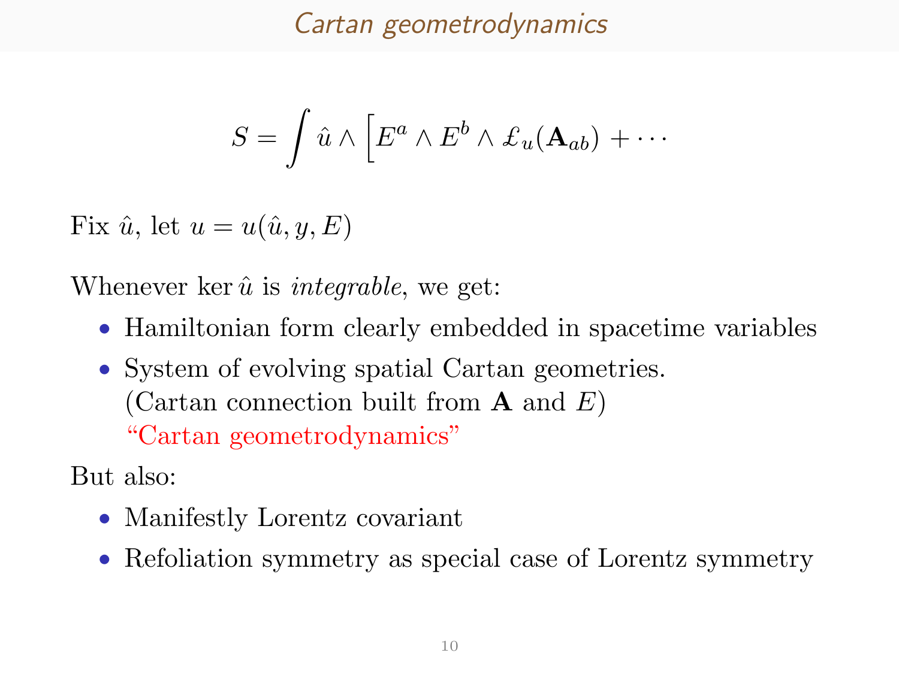# Cartan geometrodynamics

$$S = \int \hat{u} \wedge \Big[ E^a \wedge E^b \wedge \pounds_u(\mathbf{A}_{ab}) + \cdots$$

Fix $\hat{u}$, let $u = u(\hat{u}, y, E)$

Whenever $\ker \hat{u}$ is *integrable*, we get:

- Hamiltonian form clearly embedded in spacetime variables
- System of evolving spatial Cartan geometries.
  (Cartan connection built from $\mathbf{A}$ and $E$)
  "Cartan geometrodynamics"

But also:

- Manifestly Lorentz covariant
- Refoliation symmetry as special case of Lorentz symmetry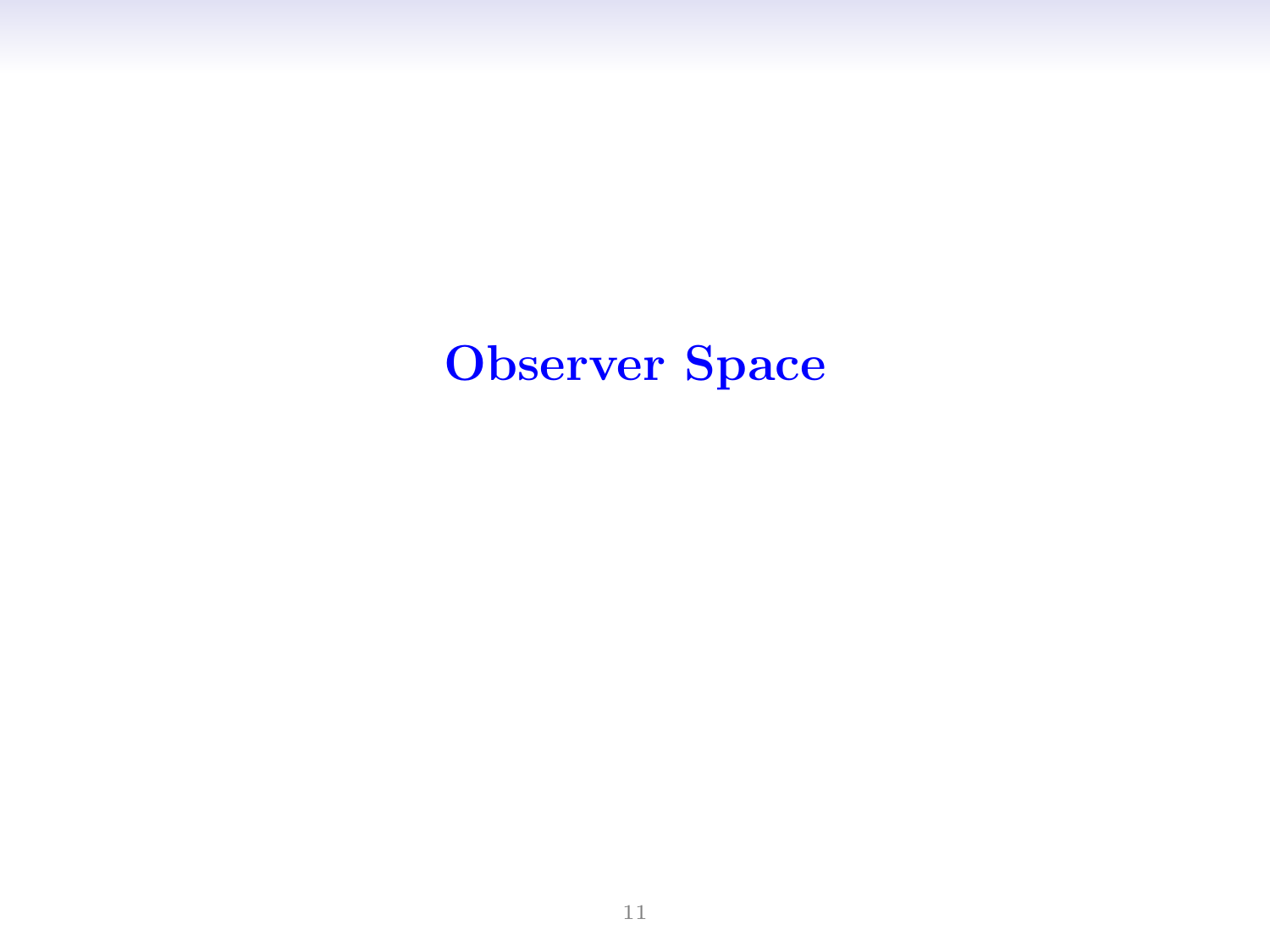# Observer Space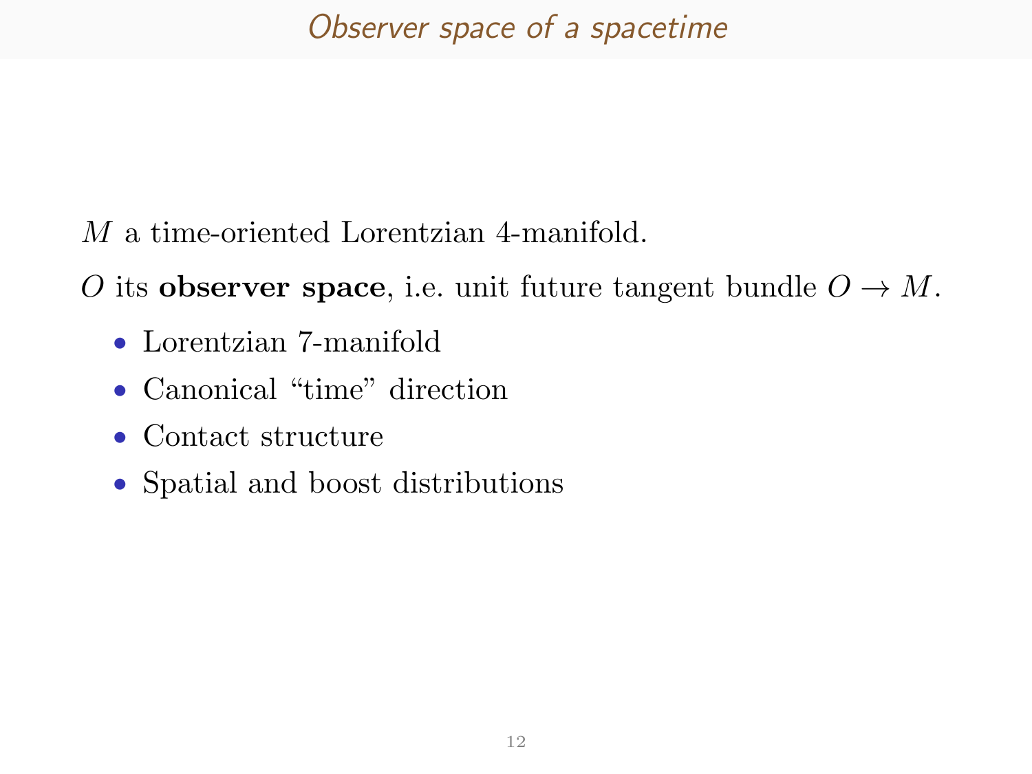## *Observer space of a spacetime*

$M$ a time-oriented Lorentzian 4-manifold.

$O$ its **observer space**, i.e. unit future tangent bundle $O \to M$.

- Lorentzian 7-manifold
- Canonical “time” direction
- Contact structure
- Spatial and boost distributions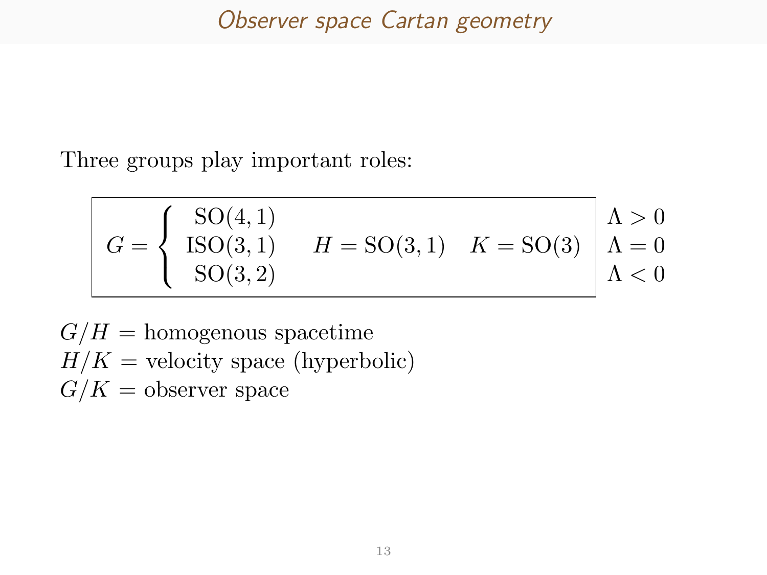# Observer space Cartan geometry

Three groups play important roles:

$$
\boxed{G = \begin{cases} \mathrm{SO}(4,1) \\ \mathrm{ISO}(3,1) \\ \mathrm{SO}(3,2) \end{cases} \quad H = \mathrm{SO}(3,1) \quad K = \mathrm{SO}(3)} \quad \begin{matrix} \Lambda > 0 \\ \Lambda = 0 \\ \Lambda < 0 \end{matrix}
$$

$G/H$ = homogenous spacetime  
$H/K$ = velocity space (hyperbolic)  
$G/K$ = observer space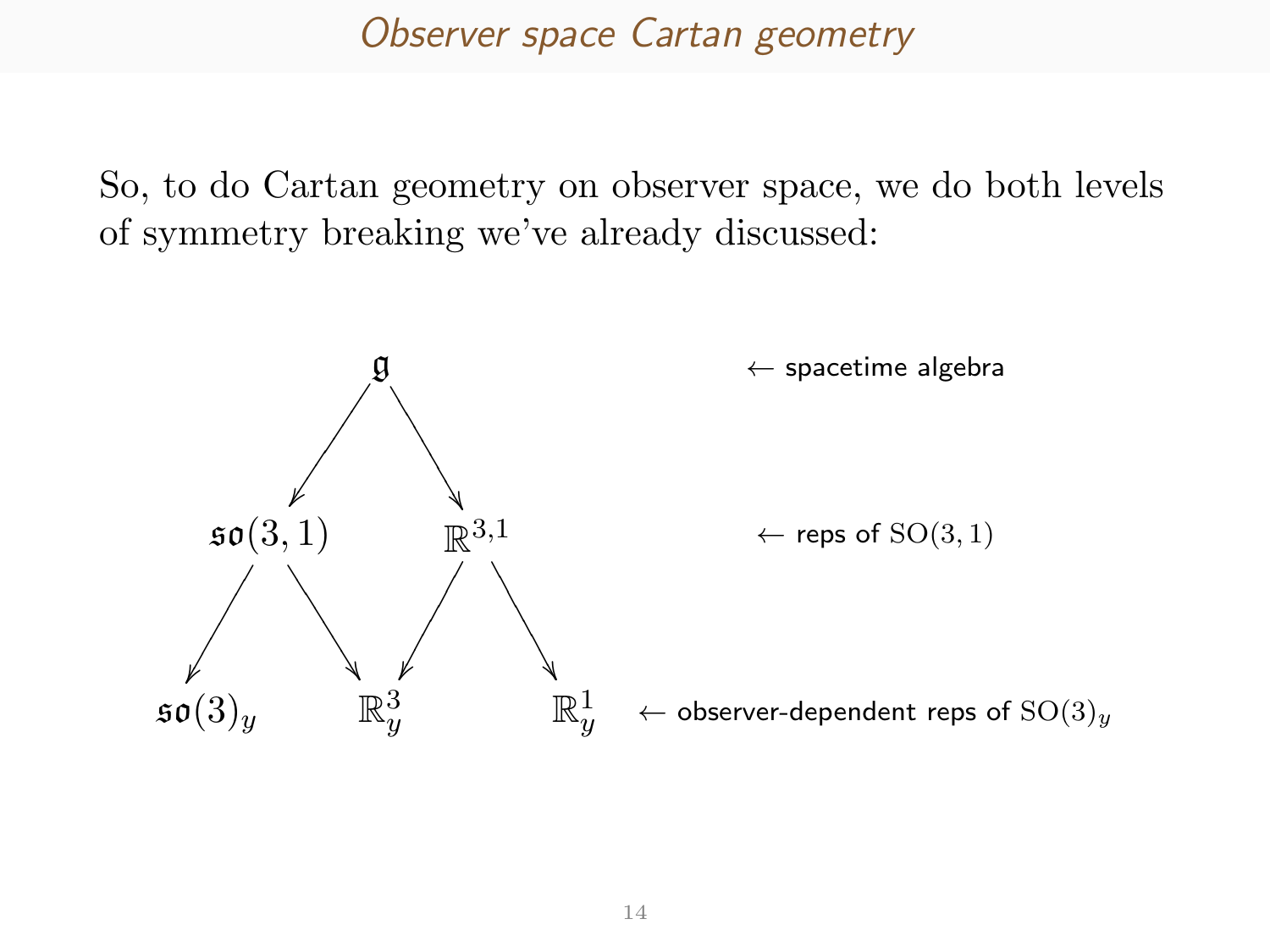## Observer space Cartan geometry

So, to do Cartan geometry on observer space, we do both levels of symmetry breaking we've already discussed:

$$
\begin{array}{ccccc}
 & & \mathfrak{g} & & \\
 & \swarrow & & \searrow & \\
 & \mathfrak{so}(3,1) & & \mathbb{R}^{3,1} & \\
\swarrow & & \searrow \;\; \swarrow & & \searrow \\
\mathfrak{so}(3)_y & & \mathbb{R}^3_y & & \mathbb{R}^1_y
\end{array}
$$

- $\mathfrak{g}$ ← spacetime algebra
- $\mathfrak{so}(3,1)$, $\mathbb{R}^{3,1}$ ← reps of $\mathrm{SO}(3,1)$
- $\mathfrak{so}(3)_y$, $\mathbb{R}^3_y$, $\mathbb{R}^1_y$ ← observer-dependent reps of $\mathrm{SO}(3)_y$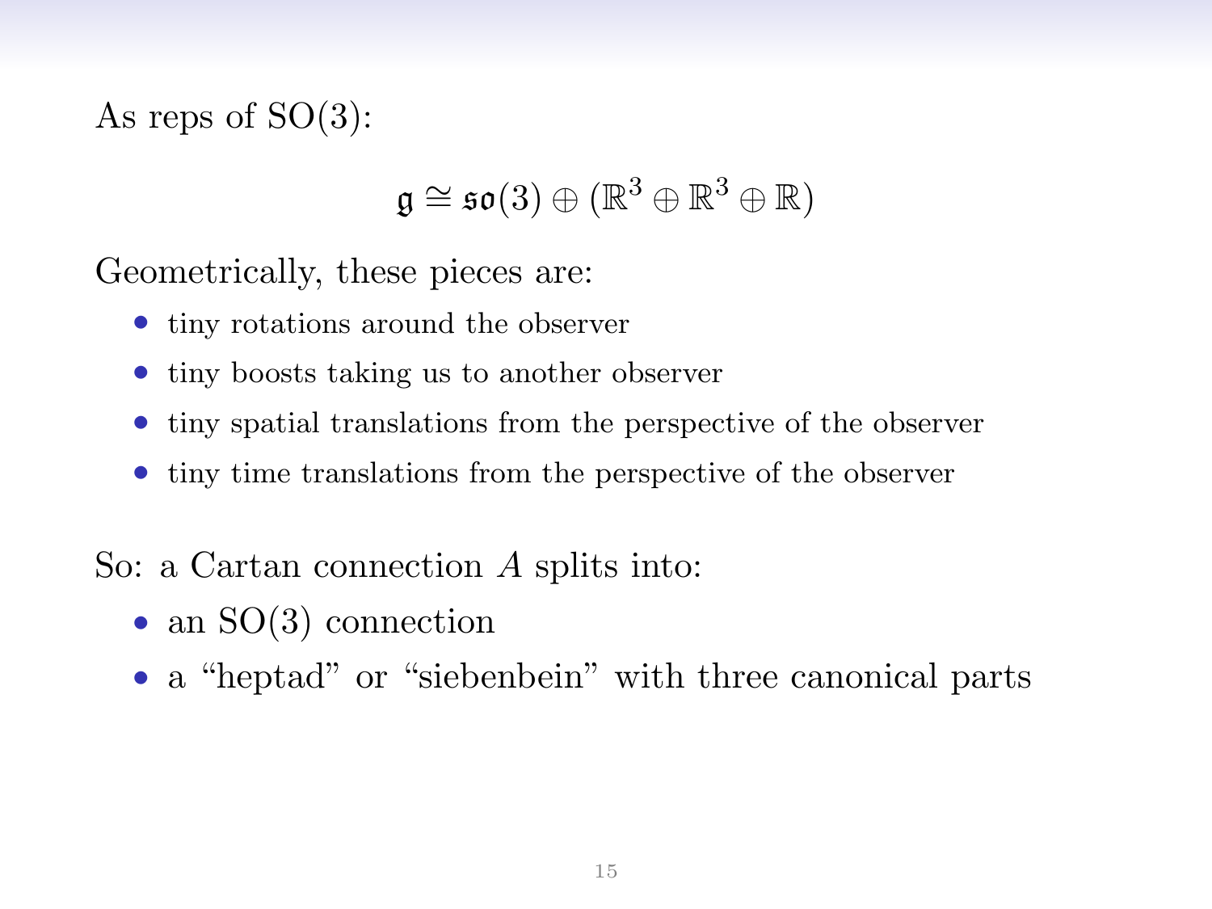As reps of SO(3):

$$\mathfrak{g} \cong \mathfrak{so}(3) \oplus (\mathbb{R}^3 \oplus \mathbb{R}^3 \oplus \mathbb{R})$$

Geometrically, these pieces are:

- tiny rotations around the observer
- tiny boosts taking us to another observer
- tiny spatial translations from the perspective of the observer
- tiny time translations from the perspective of the observer

So: a Cartan connection $A$ splits into:

- an SO(3) connection
- a “heptad” or “siebenbein” with three canonical parts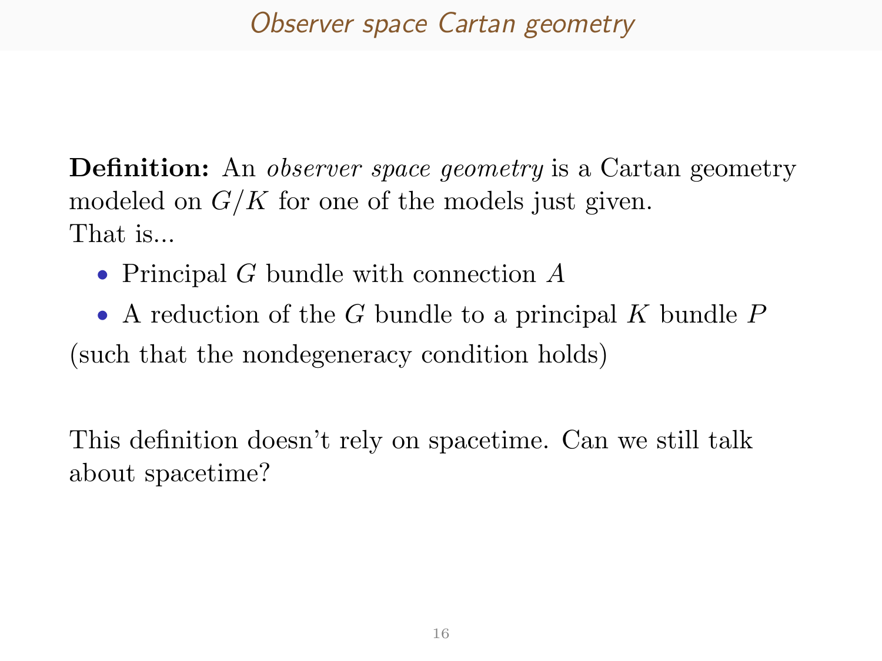## Observer space Cartan geometry

**Definition:** An *observer space geometry* is a Cartan geometry modeled on $G/K$ for one of the models just given.
That is...

- Principal $G$ bundle with connection $A$
- A reduction of the $G$ bundle to a principal $K$ bundle $P$

(such that the nondegeneracy condition holds)

This definition doesn't rely on spacetime. Can we still talk about spacetime?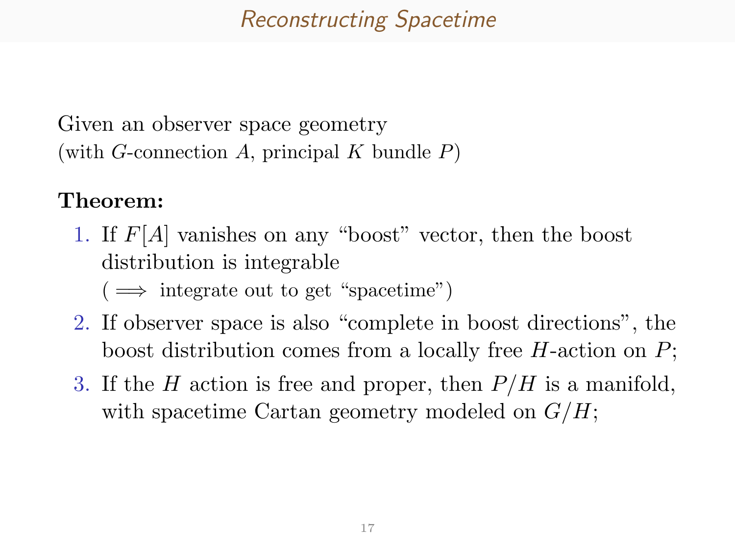# Reconstructing Spacetime

Given an observer space geometry
(with $G$-connection $A$, principal $K$ bundle $P$)

**Theorem:**

1. If $F[A]$ vanishes on any “boost” vector, then the boost distribution is integrable
   ($\implies$ integrate out to get “spacetime”)
2. If observer space is also “complete in boost directions”, the boost distribution comes from a locally free $H$-action on $P$;
3. If the $H$ action is free and proper, then $P/H$ is a manifold, with spacetime Cartan geometry modeled on $G/H$;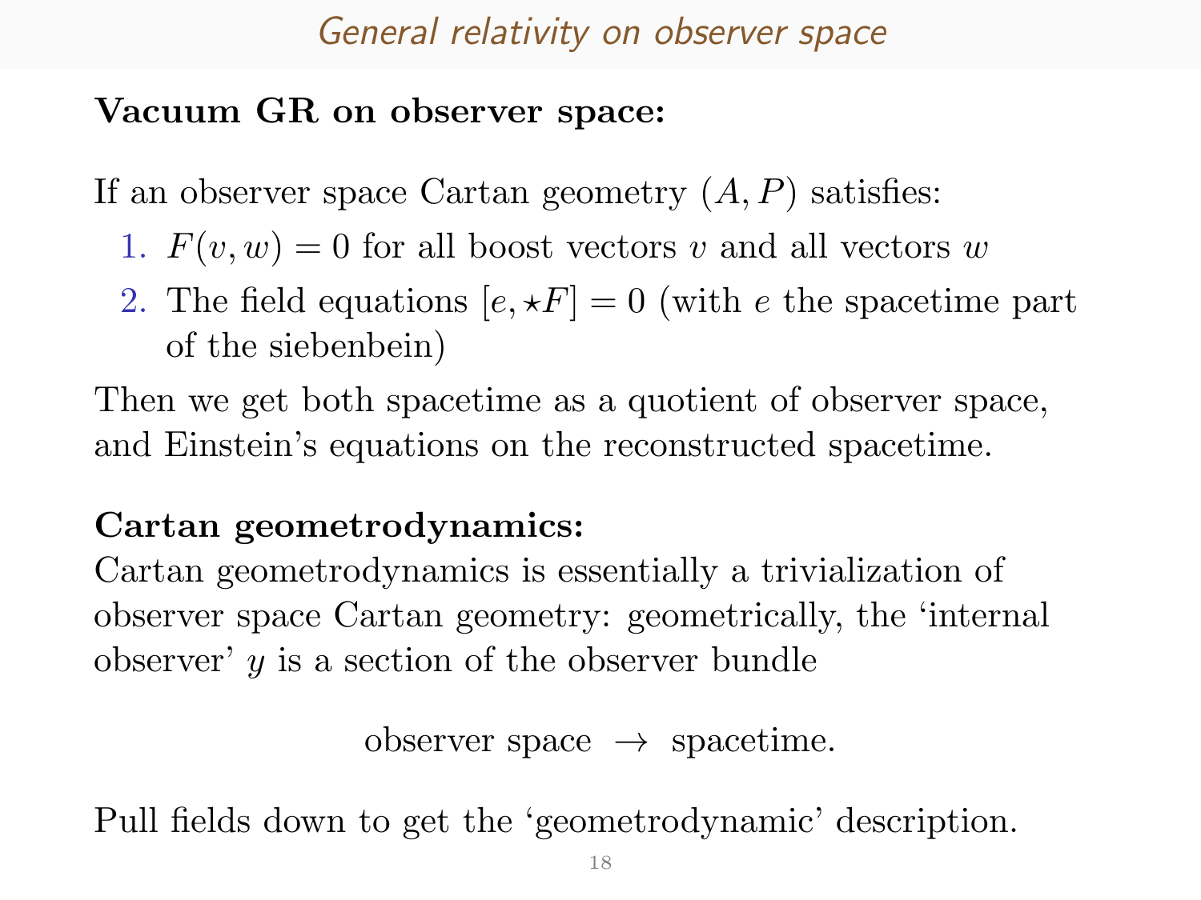## General relativity on observer space

**Vacuum GR on observer space:**

If an observer space Cartan geometry $(A, P)$ satisfies:

1. $F(v, w) = 0$ for all boost vectors $v$ and all vectors $w$
2. The field equations $[e, \star F] = 0$ (with $e$ the spacetime part of the siebenbein)

Then we get both spacetime as a quotient of observer space, and Einstein's equations on the reconstructed spacetime.

**Cartan geometrodynamics:**
Cartan geometrodynamics is essentially a trivialization of observer space Cartan geometry: geometrically, the 'internal observer' $y$ is a section of the observer bundle

$$\text{observer space} \;\rightarrow\; \text{spacetime}.$$

Pull fields down to get the 'geometrodynamic' description.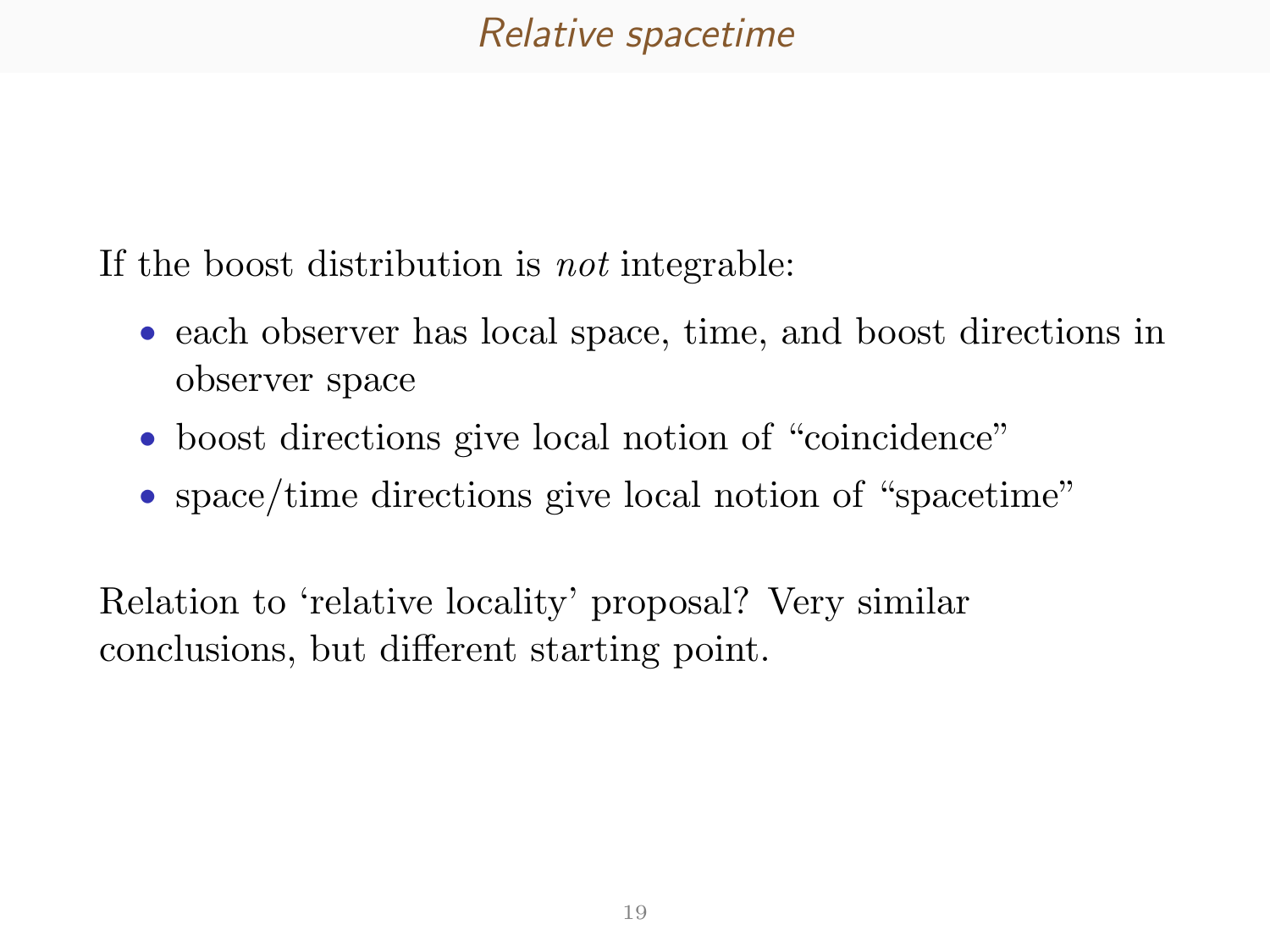# Relative spacetime

If the boost distribution is *not* integrable:

- each observer has local space, time, and boost directions in observer space
- boost directions give local notion of “coincidence”
- space/time directions give local notion of “spacetime”

Relation to ‘relative locality’ proposal? Very similar conclusions, but different starting point.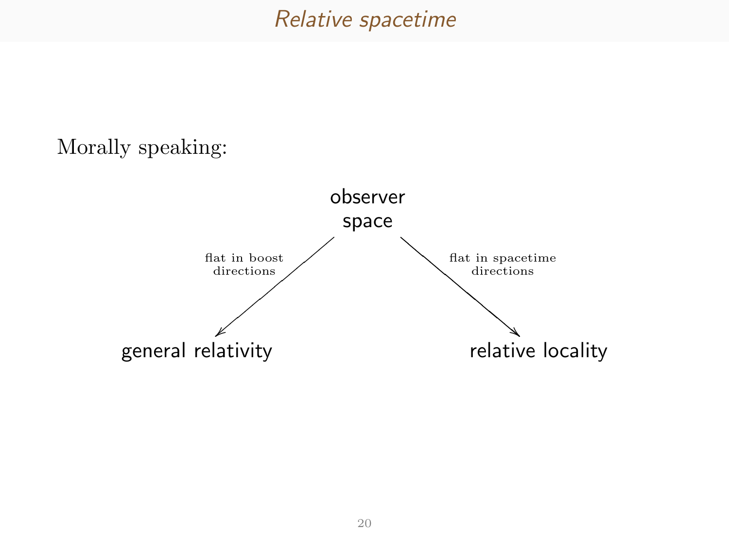# Relative spacetime

Morally speaking:

observer space

flat in boost directions → general relativity

flat in spacetime directions → relative locality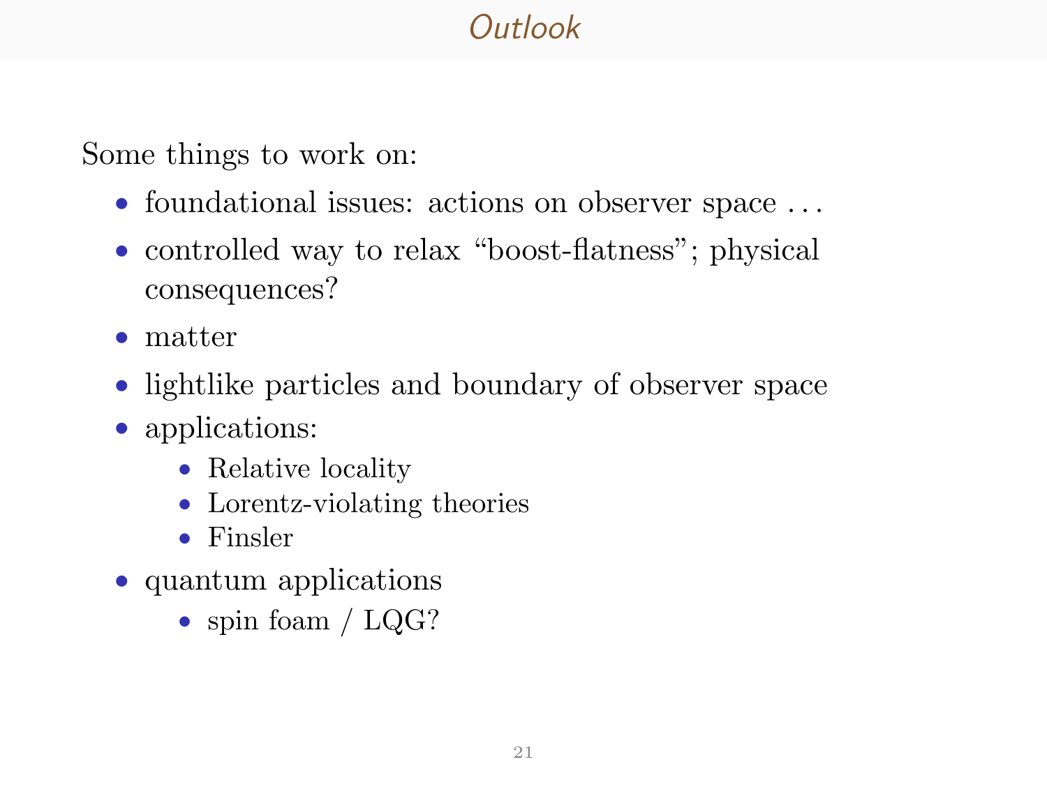# Outlook

Some things to work on:

- foundational issues: actions on observer space ...
- controlled way to relax "boost-flatness"; physical consequences?
- matter
- lightlike particles and boundary of observer space
- applications:
  - Relative locality
  - Lorentz-violating theories
  - Finsler
- quantum applications
  - spin foam / LQG?